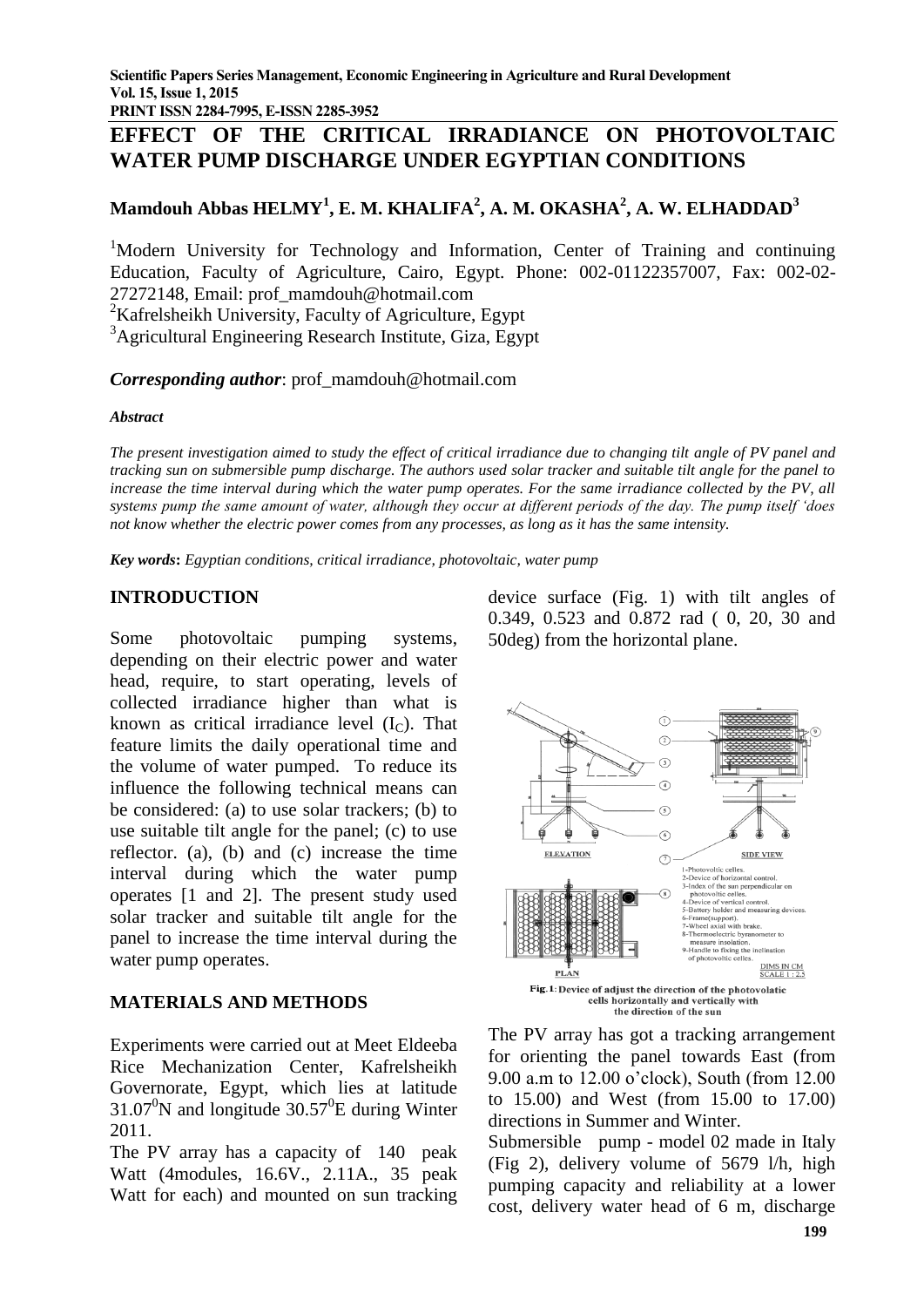# EFFECT OF THE CRITICAL IRRADIANCE ON PHOTOVOLTAIC WATER PUMP DISCHARGE UNDER EGYPTIAN CONDITIONS

**Mamdouh Abbas HELMY[1], E. M. KHALIFA[2], A. M. OKASHA[2], A. W. ELHADDAD[3]**

[1]Modern University for Technology and Information, Center of Training and continuing Education, Faculty of Agriculture, Cairo, Egypt. Phone: 002-01122357007, Fax: 002-02-27272148, Email: prof_mamdouh@hotmail.com
[2]Kafrelsheikh University, Faculty of Agriculture, Egypt
[3]Agricultural Engineering Research Institute, Giza, Egypt

***Corresponding author***: prof_mamdouh@hotmail.com

***Abstract***

*The present investigation aimed to study the effect of critical irradiance due to changing tilt angle of PV panel and tracking sun on submersible pump discharge. The authors used solar tracker and suitable tilt angle for the panel to increase the time interval during which the water pump operates. For the same irradiance collected by the PV, all systems pump the same amount of water, although they occur at different periods of the day. The pump itself 'does not know whether the electric power comes from any processes, as long as it has the same intensity.*

***Key words*:** *Egyptian conditions, critical irradiance, photovoltaic, water pump*

## INTRODUCTION

Some photovoltaic pumping systems, depending on their electric power and water head, require, to start operating, levels of collected irradiance higher than what is known as critical irradiance level ($I_C$). That feature limits the daily operational time and the volume of water pumped. To reduce its influence the following technical means can be considered: (a) to use solar trackers; (b) to use suitable tilt angle for the panel; (c) to use reflector. (a), (b) and (c) increase the time interval during which the water pump operates [1 and 2]. The present study used solar tracker and suitable tilt angle for the panel to increase the time interval during the water pump operates.

## MATERIALS AND METHODS

Experiments were carried out at Meet Eldeeba Rice Mechanization Center, Kafrelsheikh Governorate, Egypt, which lies at latitude $31.07^0$N and longitude $30.57^0$E during Winter 2011.

The PV array has a capacity of 140 peak Watt (4modules, 16.6V., 2.11A., 35 peak Watt for each) and mounted on sun tracking device surface (Fig. 1) with tilt angles of 0.349, 0.523 and 0.872 rad ( 0, 20, 30 and 50deg) from the horizontal plane.

Fig. 1: Device of adjust the direction of the photovolatic cells horizontally and vertically with the direction of the sun

The PV array has got a tracking arrangement for orienting the panel towards East (from 9.00 a.m to 12.00 o'clock), South (from 12.00 to 15.00) and West (from 15.00 to 17.00) directions in Summer and Winter.

Submersible pump - model 02 made in Italy (Fig 2), delivery volume of 5679 l/h, high pumping capacity and reliability at a lower cost, delivery water head of 6 m, discharge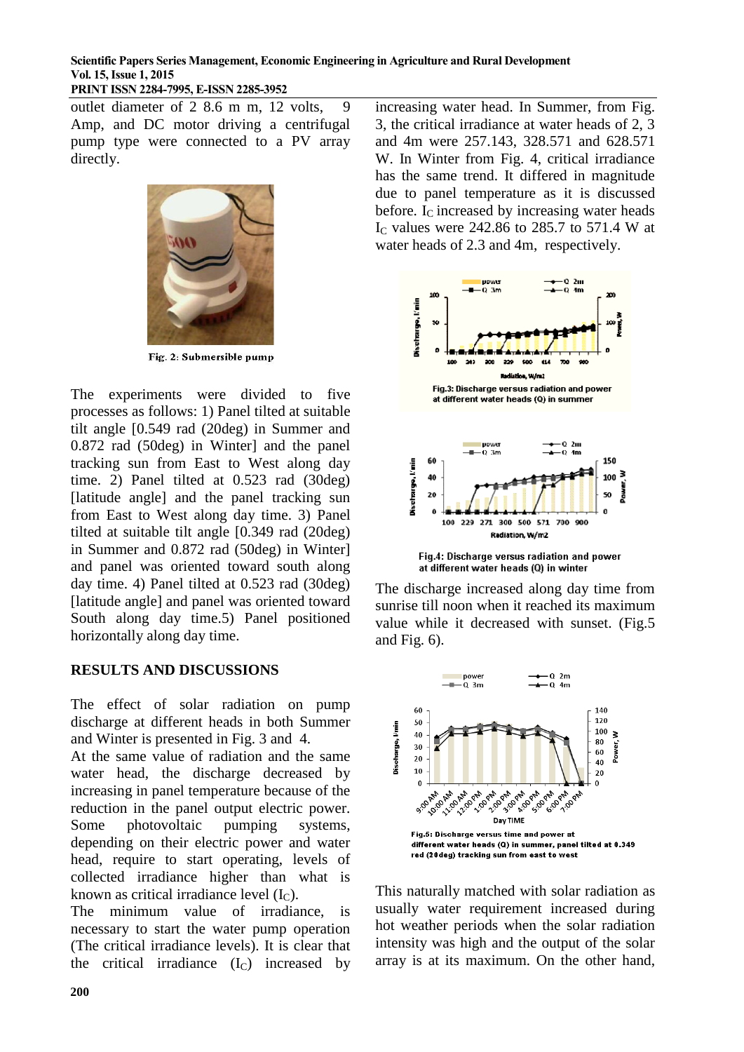outlet diameter of 2 8.6 m m, 12 volts, 9 Amp, and DC motor driving a centrifugal pump type were connected to a PV array directly.

Fig. 2: Submersible pump

The experiments were divided to five processes as follows: 1) Panel tilted at suitable tilt angle [0.549 rad (20deg) in Summer and 0.872 rad (50deg) in Winter] and the panel tracking sun from East to West along day time. 2) Panel tilted at 0.523 rad (30deg) [latitude angle] and the panel tracking sun from East to West along day time. 3) Panel tilted at suitable tilt angle [0.349 rad (20deg) in Summer and 0.872 rad (50deg) in Winter] and panel was oriented toward south along day time. 4) Panel tilted at 0.523 rad (30deg) [latitude angle] and panel was oriented toward South along day time.5) Panel positioned horizontally along day time.

## RESULTS AND DISCUSSIONS

The effect of solar radiation on pump discharge at different heads in both Summer and Winter is presented in Fig. 3 and 4.

At the same value of radiation and the same water head, the discharge decreased by increasing in panel temperature because of the reduction in the panel output electric power. Some photovoltaic pumping systems, depending on their electric power and water head, require to start operating, levels of collected irradiance higher than what is known as critical irradiance level ($I_C$).

The minimum value of irradiance, is necessary to start the water pump operation (The critical irradiance levels). It is clear that the critical irradiance ($I_C$) increased by increasing water head. In Summer, from Fig. 3, the critical irradiance at water heads of 2, 3 and 4m were 257.143, 328.571 and 628.571 W. In Winter from Fig. 4, critical irradiance has the same trend. It differed in magnitude due to panel temperature as it is discussed before. $I_C$ increased by increasing water heads $I_C$ values were 242.86 to 285.7 to 571.4 W at water heads of 2.3 and 4m, respectively.

Fig.3: Discharge versus radiation and power at different water heads (Q) in summer

Fig.4: Discharge versus radiation and power at different water heads (Q) in winter

The discharge increased along day time from sunrise till noon when it reached its maximum value while it decreased with sunset. (Fig.5 and Fig. 6).

Fig.5: Discharge versus time and power at different water heads (Q) in summer, panel tilted at 0.349 red (20deg) tracking sun from east to west

This naturally matched with solar radiation as usually water requirement increased during hot weather periods when the solar radiation intensity was high and the output of the solar array is at its maximum. On the other hand,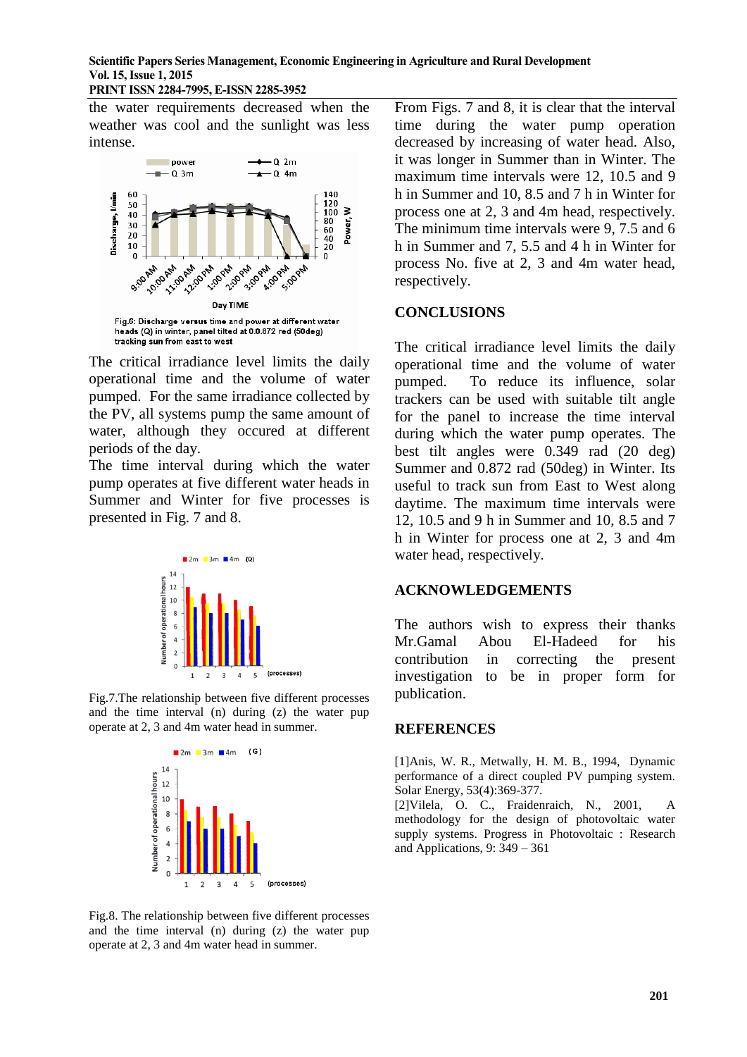the water requirements decreased when the weather was cool and the sunlight was less intense.

power
Q 2m
Q 3m
Q 4m
Discharge, l/min
60
50
40
30
20
10
0
140
120
100
80
60
40
20
0
Power, W
9:00 AM
10:00 AM
11:00 AM
12:00 PM
1:00 PM
2:00 PM
3:00 PM
4:00 PM
5:00 PM
Day TIME

Fig.6: Discharge versus time and power at different water heads (Q) in winter, panel tilted at 0.0.872 red (50deg) tracking sun from east to west

The critical irradiance level limits the daily operational time and the volume of water pumped. For the same irradiance collected by the PV, all systems pump the same amount of water, although they occured at different periods of the day.

The time interval during which the water pump operates at five different water heads in Summer and Winter for five processes is presented in Fig. 7 and 8.

2m
3m
4m
(Q)
Number of operational hours
14
12
10
8
6
4
2
0
1
2
3
4
5
(processes)

Fig.7.The relationship between five different processes and the time interval (n) during (z) the water pup operate at 2, 3 and 4m water head in summer.

2m
3m
4m
(G)
Number of operational hours
14
12
10
8
6
4
2
0
1
2
3
4
5
(processes)

Fig.8. The relationship between five different processes and the time interval (n) during (z) the water pup operate at 2, 3 and 4m water head in summer.

From Figs. 7 and 8, it is clear that the interval time during the water pump operation decreased by increasing of water head. Also, it was longer in Summer than in Winter. The maximum time intervals were 12, 10.5 and 9 h in Summer and 10, 8.5 and 7 h in Winter for process one at 2, 3 and 4m head, respectively. The minimum time intervals were 9, 7.5 and 6 h in Summer and 7, 5.5 and 4 h in Winter for process No. five at 2, 3 and 4m water head, respectively.

## CONCLUSIONS

The critical irradiance level limits the daily operational time and the volume of water pumped. To reduce its influence, solar trackers can be used with suitable tilt angle for the panel to increase the time interval during which the water pump operates. The best tilt angles were 0.349 rad (20 deg) Summer and 0.872 rad (50deg) in Winter. Its useful to track sun from East to West along daytime. The maximum time intervals were 12, 10.5 and 9 h in Summer and 10, 8.5 and 7 h in Winter for process one at 2, 3 and 4m water head, respectively.

## ACKNOWLEDGEMENTS

The authors wish to express their thanks Mr.Gamal Abou El-Hadeed for his contribution in correcting the present investigation to be in proper form for publication.

## REFERENCES

[1]Anis, W. R., Metwally, H. M. B., 1994, Dynamic performance of a direct coupled PV pumping system. Solar Energy, 53(4):369-377.

[2]Vilela, O. C., Fraidenraich, N., 2001, A methodology for the design of photovoltaic water supply systems. Progress in Photovoltaic : Research and Applications, 9: 349 – 361